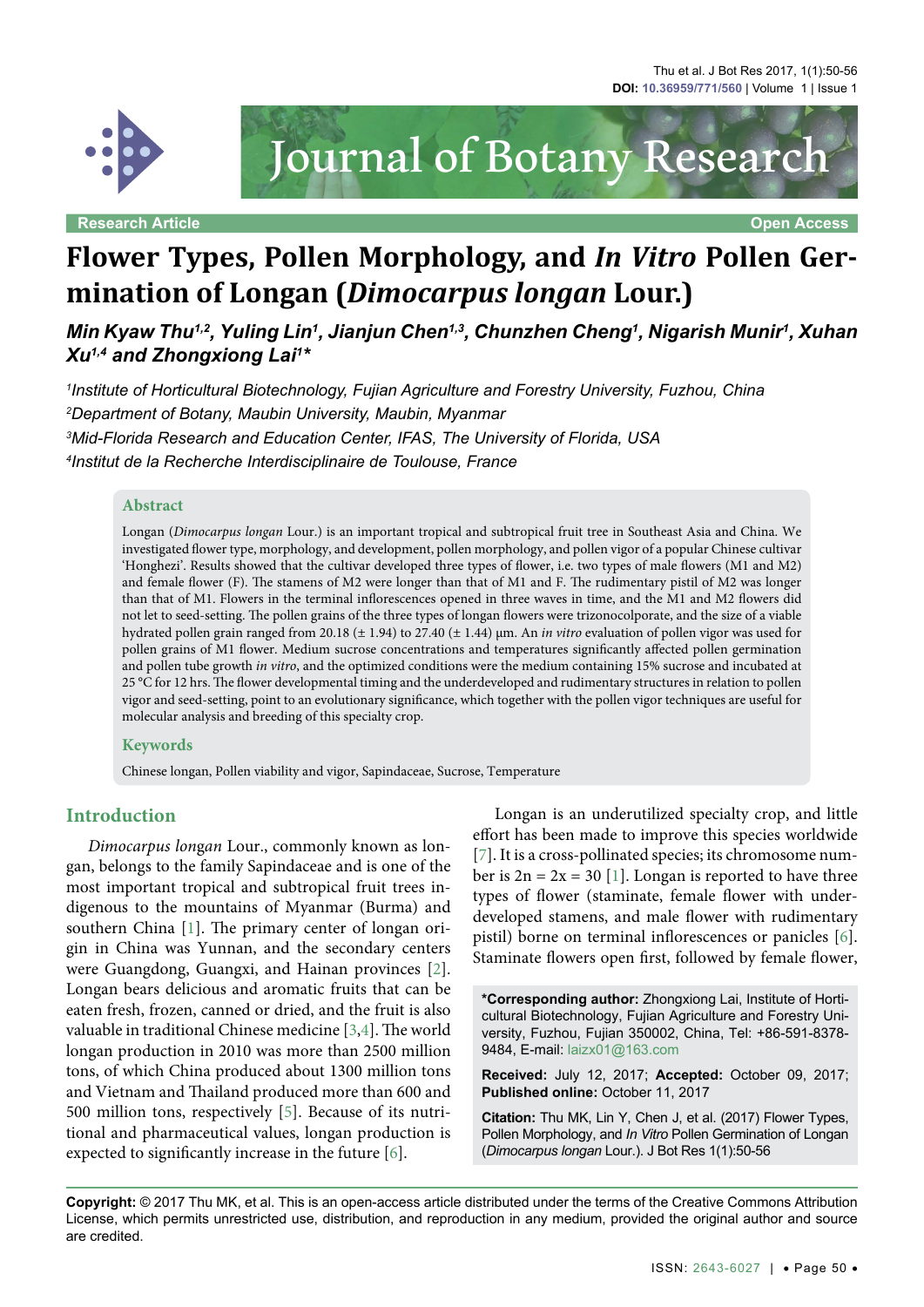Research Article

Open Access

# Flower Types, Pollen Morphology, and *In Vitro* Pollen Germination of Longan (*Dimocarpus longan* Lour.)

***Min Kyaw Thu[1,2], Yuling Lin[1], Jianjun Chen[1,3], Chunzhen Cheng[1], Nigarish Munir[1], Xuhan Xu[1,4] and Zhongxiong Lai[1]\****

*[1]Institute of Horticultural Biotechnology, Fujian Agriculture and Forestry University, Fuzhou, China*

*[2]Department of Botany, Maubin University, Maubin, Myanmar*

*[3]Mid-Florida Research and Education Center, IFAS, The University of Florida, USA*

*[4]Institut de la Recherche Interdisciplinaire de Toulouse, France*

## Abstract

Longan (*Dimocarpus longan* Lour.) is an important tropical and subtropical fruit tree in Southeast Asia and China. We investigated flower type, morphology, and development, pollen morphology, and pollen vigor of a popular Chinese cultivar 'Honghezi'. Results showed that the cultivar developed three types of flower, i.e. two types of male flowers (M1 and M2) and female flower (F). The stamens of M2 were longer than that of M1 and F. The rudimentary pistil of M2 was longer than that of M1. Flowers in the terminal inflorescences opened in three waves in time, and the M1 and M2 flowers did not let to seed-setting. The pollen grains of the three types of longan flowers were trizonocolporate, and the size of a viable hydrated pollen grain ranged from 20.18 (± 1.94) to 27.40 (± 1.44) μm. An *in vitro* evaluation of pollen vigor was used for pollen grains of M1 flower. Medium sucrose concentrations and temperatures significantly affected pollen germination and pollen tube growth *in vitro*, and the optimized conditions were the medium containing 15% sucrose and incubated at 25 °C for 12 hrs. The flower developmental timing and the underdeveloped and rudimentary structures in relation to pollen vigor and seed-setting, point to an evolutionary significance, which together with the pollen vigor techniques are useful for molecular analysis and breeding of this specialty crop.

## Keywords

Chinese longan, Pollen viability and vigor, Sapindaceae, Sucrose, Temperature

## Introduction

*Dimocarpus longan* Lour., commonly known as longan, belongs to the family Sapindaceae and is one of the most important tropical and subtropical fruit trees indigenous to the mountains of Myanmar (Burma) and southern China [1]. The primary center of longan origin in China was Yunnan, and the secondary centers were Guangdong, Guangxi, and Hainan provinces [2]. Longan bears delicious and aromatic fruits that can be eaten fresh, frozen, canned or dried, and the fruit is also valuable in traditional Chinese medicine [3,4]. The world longan production in 2010 was more than 2500 million tons, of which China produced about 1300 million tons and Vietnam and Thailand produced more than 600 and 500 million tons, respectively [5]. Because of its nutritional and pharmaceutical values, longan production is expected to significantly increase in the future [6].

Longan is an underutilized specialty crop, and little effort has been made to improve this species worldwide [7]. It is a cross-pollinated species; its chromosome number is 2n = 2x = 30 [1]. Longan is reported to have three types of flower (staminate, female flower with underdeveloped stamens, and male flower with rudimentary pistil) borne on terminal inflorescences or panicles [6]. Staminate flowers open first, followed by female flower,

**\*Corresponding author:** Zhongxiong Lai, Institute of Horticultural Biotechnology, Fujian Agriculture and Forestry University, Fuzhou, Fujian 350002, China, Tel: +86-591-8378-9484, E-mail: laizx01@163.com

**Received:** July 12, 2017; **Accepted:** October 09, 2017; **Published online:** October 11, 2017

**Citation:** Thu MK, Lin Y, Chen J, et al. (2017) Flower Types, Pollen Morphology, and *In Vitro* Pollen Germination of Longan (*Dimocarpus longan* Lour.). J Bot Res 1(1):50-56

**Copyright:** © 2017 Thu MK, et al. This is an open-access article distributed under the terms of the Creative Commons Attribution License, which permits unrestricted use, distribution, and reproduction in any medium, provided the original author and source are credited.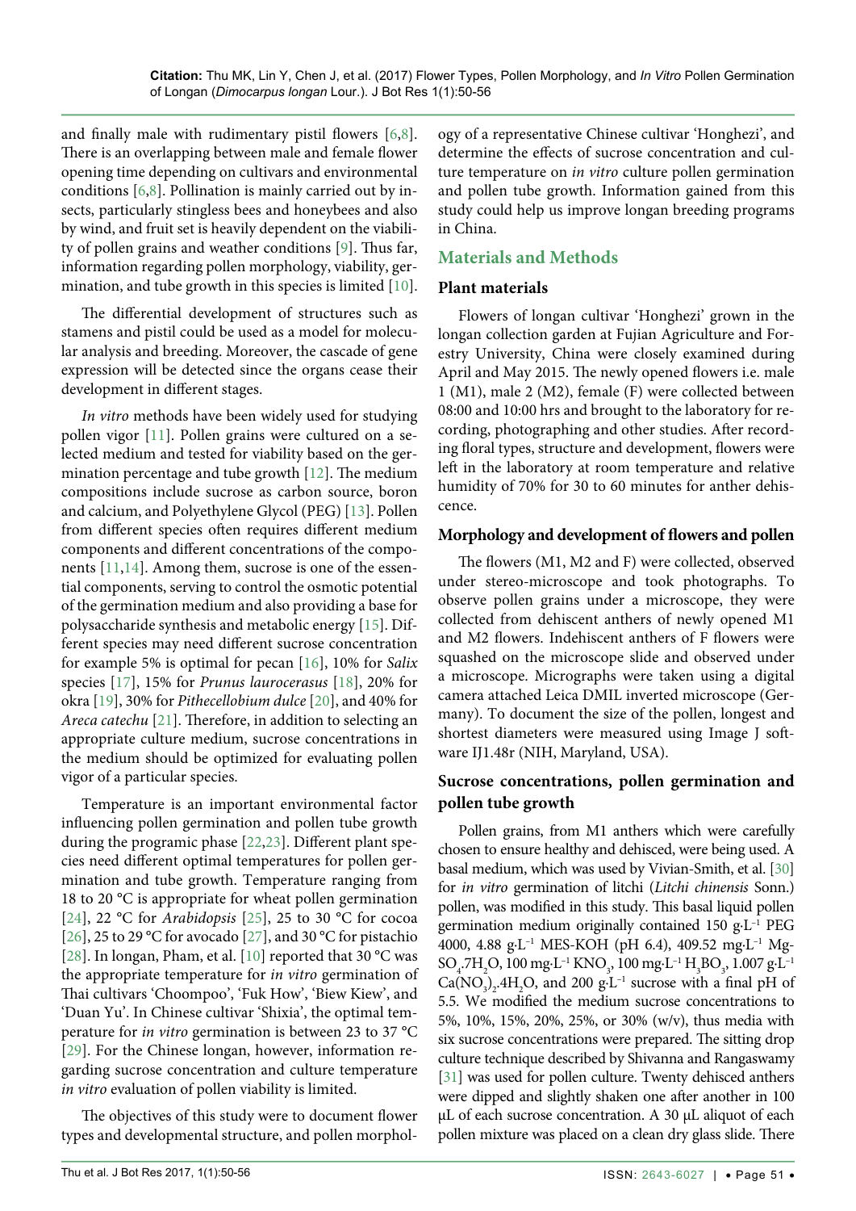and finally male with rudimentary pistil flowers [6,8]. There is an overlapping between male and female flower opening time depending on cultivars and environmental conditions [6,8]. Pollination is mainly carried out by insects, particularly stingless bees and honeybees and also by wind, and fruit set is heavily dependent on the viability of pollen grains and weather conditions [9]. Thus far, information regarding pollen morphology, viability, germination, and tube growth in this species is limited [10].

The differential development of structures such as stamens and pistil could be used as a model for molecular analysis and breeding. Moreover, the cascade of gene expression will be detected since the organs cease their development in different stages.

*In vitro* methods have been widely used for studying pollen vigor [11]. Pollen grains were cultured on a selected medium and tested for viability based on the germination percentage and tube growth [12]. The medium compositions include sucrose as carbon source, boron and calcium, and Polyethylene Glycol (PEG) [13]. Pollen from different species often requires different medium components and different concentrations of the components [11,14]. Among them, sucrose is one of the essential components, serving to control the osmotic potential of the germination medium and also providing a base for polysaccharide synthesis and metabolic energy [15]. Different species may need different sucrose concentration for example 5% is optimal for pecan [16], 10% for *Salix* species [17], 15% for *Prunus laurocerasus* [18], 20% for okra [19], 30% for *Pithecellobium dulce* [20], and 40% for *Areca catechu* [21]. Therefore, in addition to selecting an appropriate culture medium, sucrose concentrations in the medium should be optimized for evaluating pollen vigor of a particular species.

Temperature is an important environmental factor influencing pollen germination and pollen tube growth during the programic phase [22,23]. Different plant species need different optimal temperatures for pollen germination and tube growth. Temperature ranging from 18 to 20 °C is appropriate for wheat pollen germination [24], 22 °C for *Arabidopsis* [25], 25 to 30 °C for cocoa [26], 25 to 29 °C for avocado [27], and 30 °C for pistachio [28]. In longan, Pham, et al. [10] reported that 30 °C was the appropriate temperature for *in vitro* germination of Thai cultivars 'Choompoo', 'Fuk How', 'Biew Kiew', and 'Duan Yu'. In Chinese cultivar 'Shixia', the optimal temperature for *in vitro* germination is between 23 to 37 °C [29]. For the Chinese longan, however, information regarding sucrose concentration and culture temperature *in vitro* evaluation of pollen viability is limited.

The objectives of this study were to document flower types and developmental structure, and pollen morphology of a representative Chinese cultivar 'Honghezi', and determine the effects of sucrose concentration and culture temperature on *in vitro* culture pollen germination and pollen tube growth. Information gained from this study could help us improve longan breeding programs in China.

## Materials and Methods

### Plant materials

Flowers of longan cultivar 'Honghezi' grown in the longan collection garden at Fujian Agriculture and Forestry University, China were closely examined during April and May 2015. The newly opened flowers i.e. male 1 (M1), male 2 (M2), female (F) were collected between 08:00 and 10:00 hrs and brought to the laboratory for recording, photographing and other studies. After recording floral types, structure and development, flowers were left in the laboratory at room temperature and relative humidity of 70% for 30 to 60 minutes for anther dehiscence.

### Morphology and development of flowers and pollen

The flowers (M1, M2 and F) were collected, observed under stereo-microscope and took photographs. To observe pollen grains under a microscope, they were collected from dehiscent anthers of newly opened M1 and M2 flowers. Indehiscent anthers of F flowers were squashed on the microscope slide and observed under a microscope. Micrographs were taken using a digital camera attached Leica DMIL inverted microscope (Germany). To document the size of the pollen, longest and shortest diameters were measured using Image J software IJ1.48r (NIH, Maryland, USA).

### Sucrose concentrations, pollen germination and pollen tube growth

Pollen grains, from M1 anthers which were carefully chosen to ensure healthy and dehisced, were being used. A basal medium, which was used by Vivian-Smith, et al. [30] for *in vitro* germination of litchi (*Litchi chinensis* Sonn.) pollen, was modified in this study. This basal liquid pollen germination medium originally contained 150 $g \cdot L^{-1}$ PEG 4000, 4.88 $g \cdot L^{-1}$ MES-KOH (pH 6.4), 409.52 $mg \cdot L^{-1}$ $MgSO_4 \cdot 7H_2O$, 100 $mg \cdot L^{-1}$ $KNO_3$, 100 $mg \cdot L^{-1}$ $H_3BO_3$, 1.007 $g \cdot L^{-1}$ $Ca(NO_3)_2 \cdot 4H_2O$, and 200 $g \cdot L^{-1}$ sucrose with a final pH of 5.5. We modified the medium sucrose concentrations to 5%, 10%, 15%, 20%, 25%, or 30% (w/v), thus media with six sucrose concentrations were prepared. The sitting drop culture technique described by Shivanna and Rangaswamy [31] was used for pollen culture. Twenty dehisced anthers were dipped and slightly shaken one after another in 100 μL of each sucrose concentration. A 30 μL aliquot of each pollen mixture was placed on a clean dry glass slide. There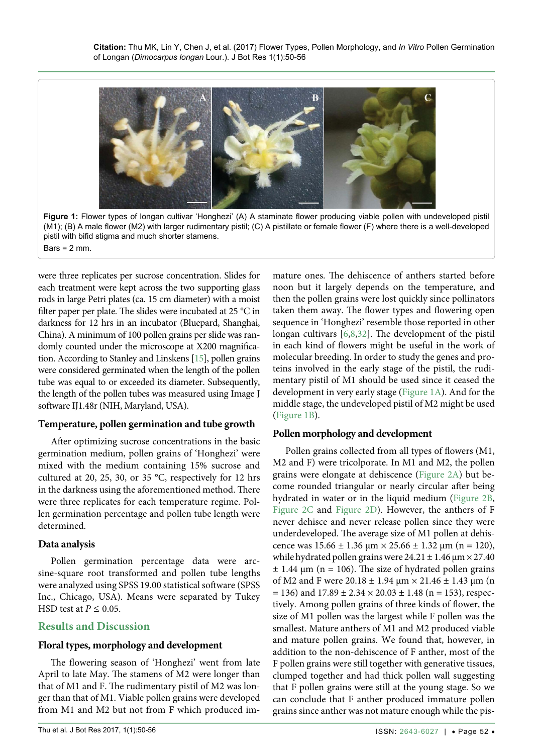**Figure 1:** Flower types of longan cultivar 'Honghezi' (A) A staminate flower producing viable pollen with undeveloped pistil (M1); (B) A male flower (M2) with larger rudimentary pistil; (C) A pistillate or female flower (F) where there is a well-developed pistil with bifid stigma and much shorter stamens.
Bars = 2 mm.

were three replicates per sucrose concentration. Slides for each treatment were kept across the two supporting glass rods in large Petri plates (ca. 15 cm diameter) with a moist filter paper per plate. The slides were incubated at 25 °C in darkness for 12 hrs in an incubator (Bluepard, Shanghai, China). A minimum of 100 pollen grains per slide was randomly counted under the microscope at X200 magnification. According to Stanley and Linskens [15], pollen grains were considered germinated when the length of the pollen tube was equal to or exceeded its diameter. Subsequently, the length of the pollen tubes was measured using Image J software IJ1.48r (NIH, Maryland, USA).

### Temperature, pollen germination and tube growth

After optimizing sucrose concentrations in the basic germination medium, pollen grains of 'Honghezi' were mixed with the medium containing 15% sucrose and cultured at 20, 25, 30, or 35 °C, respectively for 12 hrs in the darkness using the aforementioned method. There were three replicates for each temperature regime. Pollen germination percentage and pollen tube length were determined.

### Data analysis

Pollen germination percentage data were arcsine-square root transformed and pollen tube lengths were analyzed using SPSS 19.00 statistical software (SPSS Inc., Chicago, USA). Means were separated by Tukey HSD test at $P \leq 0.05$.

## Results and Discussion

### Floral types, morphology and development

The flowering season of 'Honghezi' went from late April to late May. The stamens of M2 were longer than that of M1 and F. The rudimentary pistil of M2 was longer than that of M1. Viable pollen grains were developed from M1 and M2 but not from F which produced immature ones. The dehiscence of anthers started before noon but it largely depends on the temperature, and then the pollen grains were lost quickly since pollinators taken them away. The flower types and flowering open sequence in 'Honghezi' resemble those reported in other longan cultivars [6,8,32]. The development of the pistil in each kind of flowers might be useful in the work of molecular breeding. In order to study the genes and proteins involved in the early stage of the pistil, the rudimentary pistil of M1 should be used since it ceased the development in very early stage (Figure 1A). And for the middle stage, the undeveloped pistil of M2 might be used (Figure 1B).

### Pollen morphology and development

Pollen grains collected from all types of flowers (M1, M2 and F) were tricolporate. In M1 and M2, the pollen grains were elongate at dehiscence (Figure 2A) but become rounded triangular or nearly circular after being hydrated in water or in the liquid medium (Figure 2B, Figure 2C and Figure 2D). However, the anthers of F never dehisce and never release pollen since they were underdeveloped. The average size of M1 pollen at dehiscence was 15.66 ± 1.36 µm × 25.66 ± 1.32 µm (n = 120), while hydrated pollen grains were 24.21 ± 1.46 µm × 27.40 ± 1.44 µm (n = 106). The size of hydrated pollen grains of M2 and F were 20.18 ± 1.94 µm × 21.46 ± 1.43 µm (n = 136) and 17.89 ± 2.34 × 20.03 ± 1.48 (n = 153), respectively. Among pollen grains of three kinds of flower, the size of M1 pollen was the largest while F pollen was the smallest. Mature anthers of M1 and M2 produced viable and mature pollen grains. We found that, however, in addition to the non-dehiscence of F anther, most of the F pollen grains were still together with generative tissues, clumped together and had thick pollen wall suggesting that F pollen grains were still at the young stage. So we can conclude that F anther produced immature pollen grains since anther was not mature enough while the pis-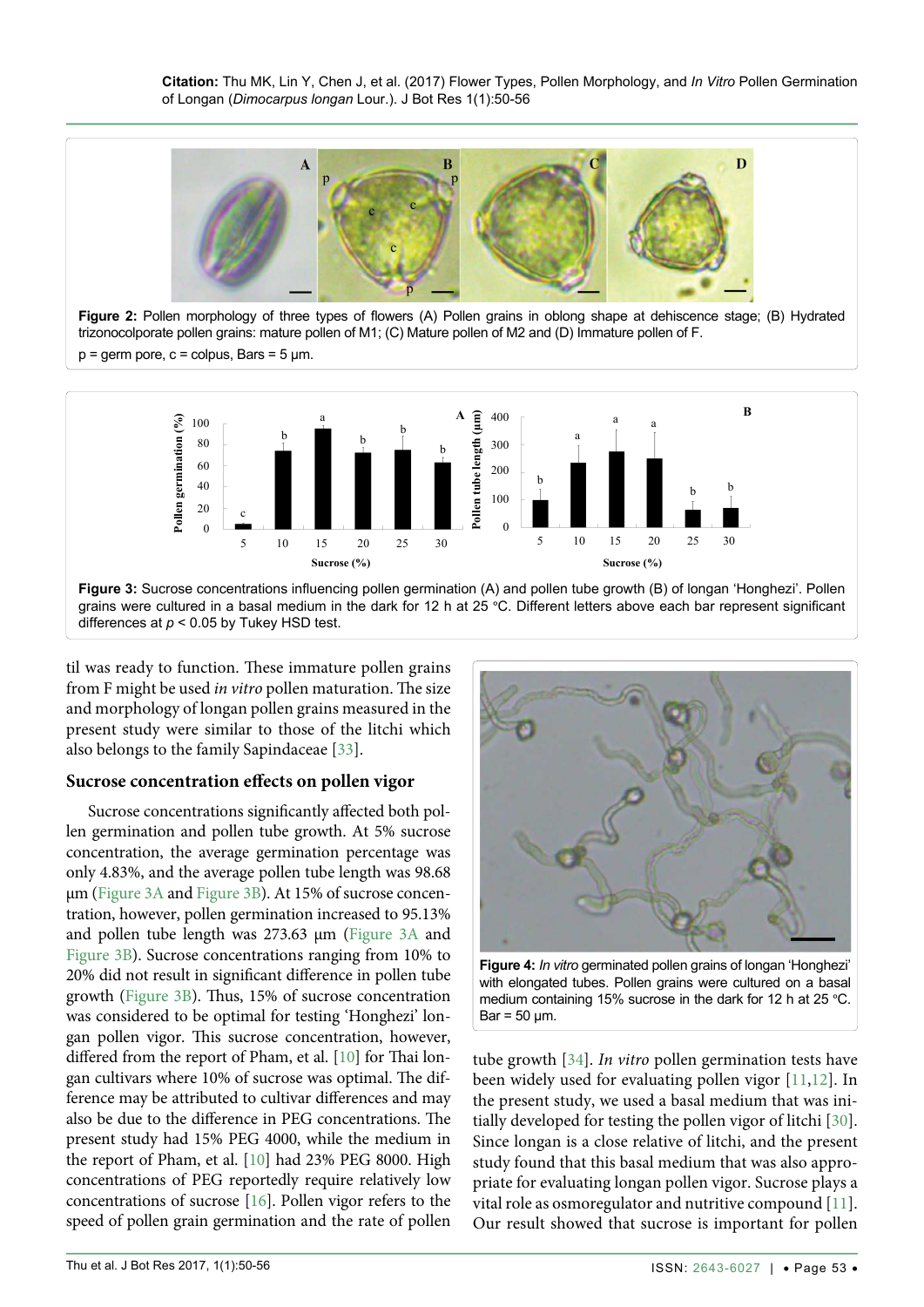Figure 2: Pollen morphology of three types of flowers (A) Pollen grains in oblong shape at dehiscence stage; (B) Hydrated trizonocolporate pollen grains: mature pollen of M1; (C) Mature pollen of M2 and (D) Immature pollen of F.
p = germ pore, c = colpus, Bars = 5 µm.

Figure 3: Sucrose concentrations influencing pollen germination (A) and pollen tube growth (B) of longan 'Honghezi'. Pollen grains were cultured in a basal medium in the dark for 12 h at 25 °C. Different letters above each bar represent significant differences at $p < 0.05$ by Tukey HSD test.

til was ready to function. These immature pollen grains from F might be used *in vitro* pollen maturation. The size and morphology of longan pollen grains measured in the present study were similar to those of the litchi which also belongs to the family Sapindaceae [33].

## Sucrose concentration effects on pollen vigor

Sucrose concentrations significantly affected both pollen germination and pollen tube growth. At 5% sucrose concentration, the average germination percentage was only 4.83%, and the average pollen tube length was 98.68 µm (Figure 3A and Figure 3B). At 15% of sucrose concentration, however, pollen germination increased to 95.13% and pollen tube length was 273.63 µm (Figure 3A and Figure 3B). Sucrose concentrations ranging from 10% to 20% did not result in significant difference in pollen tube growth (Figure 3B). Thus, 15% of sucrose concentration was considered to be optimal for testing 'Honghezi' longan pollen vigor. This sucrose concentration, however, differed from the report of Pham, et al. [10] for Thai longan cultivars where 10% of sucrose was optimal. The difference may be attributed to cultivar differences and may also be due to the difference in PEG concentrations. The present study had 15% PEG 4000, while the medium in the report of Pham, et al. [10] had 23% PEG 8000. High concentrations of PEG reportedly require relatively low concentrations of sucrose [16]. Pollen vigor refers to the speed of pollen grain germination and the rate of pollen tube growth [34]. *In vitro* pollen germination tests have been widely used for evaluating pollen vigor [11,12]. In the present study, we used a basal medium that was initially developed for testing the pollen vigor of litchi [30]. Since longan is a close relative of litchi, and the present study found that this basal medium that was also appropriate for evaluating longan pollen vigor. Sucrose plays a vital role as osmoregulator and nutritive compound [11]. Our result showed that sucrose is important for pollen

Figure 4: *In vitro* germinated pollen grains of longan 'Honghezi' with elongated tubes. Pollen grains were cultured on a basal medium containing 15% sucrose in the dark for 12 h at 25 °C. Bar = 50 µm.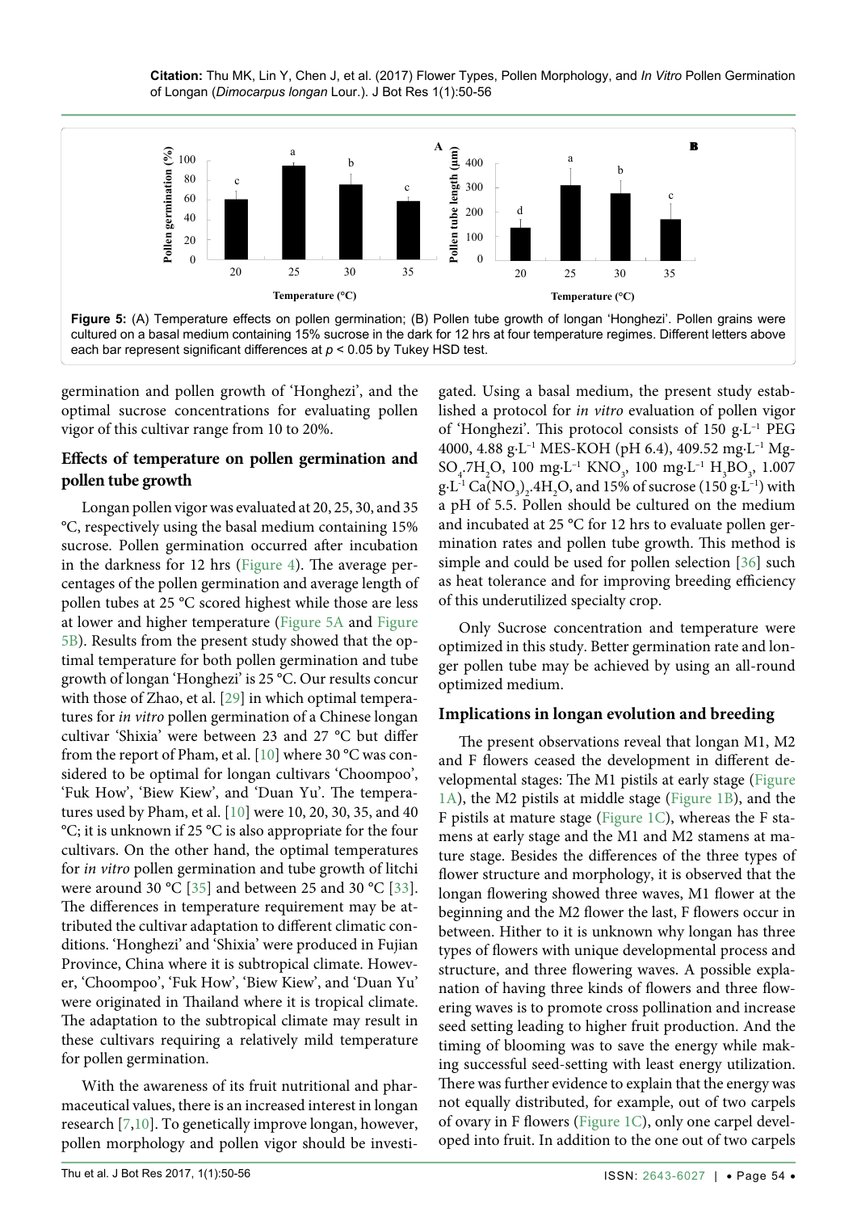Figure 5: (A) Temperature effects on pollen germination; (B) Pollen tube growth of longan 'Honghezi'. Pollen grains were cultured on a basal medium containing 15% sucrose in the dark for 12 hrs at four temperature regimes. Different letters above each bar represent significant differences at $p < 0.05$ by Tukey HSD test.

germination and pollen growth of 'Honghezi', and the optimal sucrose concentrations for evaluating pollen vigor of this cultivar range from 10 to 20%.

### Effects of temperature on pollen germination and pollen tube growth

Longan pollen vigor was evaluated at 20, 25, 30, and 35 °C, respectively using the basal medium containing 15% sucrose. Pollen germination occurred after incubation in the darkness for 12 hrs (Figure 4). The average percentages of the pollen germination and average length of pollen tubes at 25 °C scored highest while those are less at lower and higher temperature (Figure 5A and Figure 5B). Results from the present study showed that the optimal temperature for both pollen germination and tube growth of longan 'Honghezi' is 25 °C. Our results concur with those of Zhao, et al. [29] in which optimal temperatures for *in vitro* pollen germination of a Chinese longan cultivar 'Shixia' were between 23 and 27 °C but differ from the report of Pham, et al. [10] where 30 °C was considered to be optimal for longan cultivars 'Choompoo', 'Fuk How', 'Biew Kiew', and 'Duan Yu'. The temperatures used by Pham, et al. [10] were 10, 20, 30, 35, and 40 °C; it is unknown if 25 °C is also appropriate for the four cultivars. On the other hand, the optimal temperatures for *in vitro* pollen germination and tube growth of litchi were around 30 °C [35] and between 25 and 30 °C [33]. The differences in temperature requirement may be attributed the cultivar adaptation to different climatic conditions. 'Honghezi' and 'Shixia' were produced in Fujian Province, China where it is subtropical climate. However, 'Choompoo', 'Fuk How', 'Biew Kiew', and 'Duan Yu' were originated in Thailand where it is tropical climate. The adaptation to the subtropical climate may result in these cultivars requiring a relatively mild temperature for pollen germination.

With the awareness of its fruit nutritional and pharmaceutical values, there is an increased interest in longan research [7,10]. To genetically improve longan, however, pollen morphology and pollen vigor should be investigated. Using a basal medium, the present study established a protocol for *in vitro* evaluation of pollen vigor of 'Honghezi'. This protocol consists of 150 $g \cdot L^{-1}$ PEG 4000, 4.88 $g \cdot L^{-1}$ MES-KOH (pH 6.4), 409.52 $mg \cdot L^{-1}$ $MgSO_4 \cdot 7H_2O$, 100 $mg \cdot L^{-1}$ $KNO_3$, 100 $mg \cdot L^{-1}$ $H_3BO_3$, 1.007 $g \cdot L^{-1}$ $Ca(NO_3)_2 \cdot 4H_2O$, and 15% of sucrose (150 $g \cdot L^{-1}$) with a pH of 5.5. Pollen should be cultured on the medium and incubated at 25 °C for 12 hrs to evaluate pollen germination rates and pollen tube growth. This method is simple and could be used for pollen selection [36] such as heat tolerance and for improving breeding efficiency of this underutilized specialty crop.

Only Sucrose concentration and temperature were optimized in this study. Better germination rate and longer pollen tube may be achieved by using an all-round optimized medium.

### Implications in longan evolution and breeding

The present observations reveal that longan M1, M2 and F flowers ceased the development in different developmental stages: The M1 pistils at early stage (Figure 1A), the M2 pistils at middle stage (Figure 1B), and the F pistils at mature stage (Figure 1C), whereas the F stamens at early stage and the M1 and M2 stamens at mature stage. Besides the differences of the three types of flower structure and morphology, it is observed that the longan flowering showed three waves, M1 flower at the beginning and the M2 flower the last, F flowers occur in between. Hither to it is unknown why longan has three types of flowers with unique developmental process and structure, and three flowering waves. A possible explanation of having three kinds of flowers and three flowering waves is to promote cross pollination and increase seed setting leading to higher fruit production. And the timing of blooming was to save the energy while making successful seed-setting with least energy utilization. There was further evidence to explain that the energy was not equally distributed, for example, out of two carpels of ovary in F flowers (Figure 1C), only one carpel developed into fruit. In addition to the one out of two carpels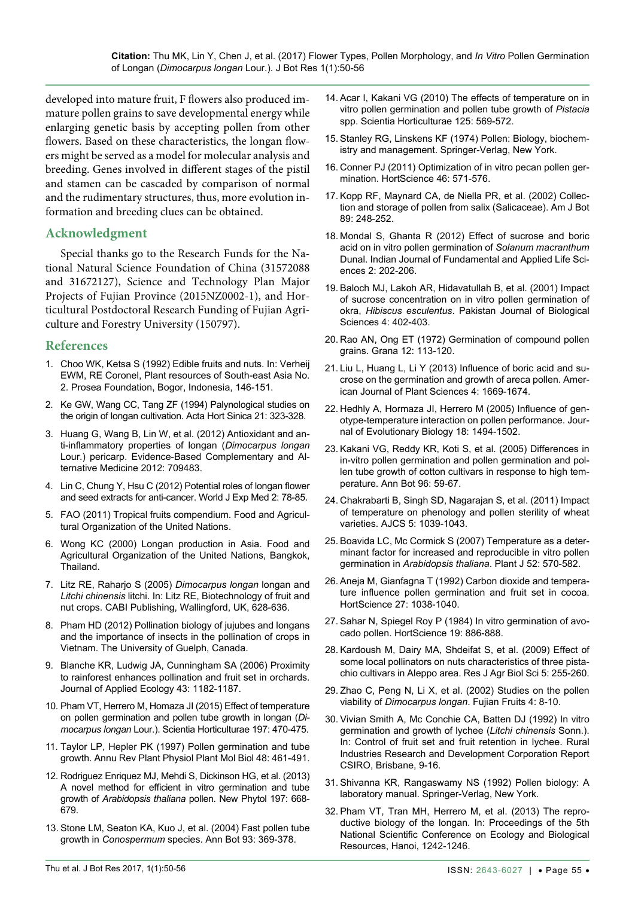developed into mature fruit, F flowers also produced immature pollen grains to save developmental energy while enlarging genetic basis by accepting pollen from other flowers. Based on these characteristics, the longan flowers might be served as a model for molecular analysis and breeding. Genes involved in different stages of the pistil and stamen can be cascaded by comparison of normal and the rudimentary structures, thus, more evolution information and breeding clues can be obtained.

## Acknowledgment

Special thanks go to the Research Funds for the National Natural Science Foundation of China (31572088 and 31672127), Science and Technology Plan Major Projects of Fujian Province (2015NZ0002-1), and Horticultural Postdoctoral Research Funding of Fujian Agriculture and Forestry University (150797).

## References

1. Choo WK, Ketsa S (1992) Edible fruits and nuts. In: Verheij EWM, RE Coronel, Plant resources of South-east Asia No. 2. Prosea Foundation, Bogor, Indonesia, 146-151.
2. Ke GW, Wang CC, Tang ZF (1994) Palynological studies on the origin of longan cultivation. Acta Hort Sinica 21: 323-328.
3. Huang G, Wang B, Lin W, et al. (2012) Antioxidant and anti-inflammatory properties of longan (*Dimocarpus longan* Lour.) pericarp. Evidence-Based Complementary and Alternative Medicine 2012: 709483.
4. Lin C, Chung Y, Hsu C (2012) Potential roles of longan flower and seed extracts for anti-cancer. World J Exp Med 2: 78-85.
5. FAO (2011) Tropical fruits compendium. Food and Agricultural Organization of the United Nations.
6. Wong KC (2000) Longan production in Asia. Food and Agricultural Organization of the United Nations, Bangkok, Thailand.
7. Litz RE, Raharjo S (2005) *Dimocarpus longan* longan and *Litchi chinensis* litchi. In: Litz RE, Biotechnology of fruit and nut crops. CABI Publishing, Wallingford, UK, 628-636.
8. Pham HD (2012) Pollination biology of jujubes and longans and the importance of insects in the pollination of crops in Vietnam. The University of Guelph, Canada.
9. Blanche KR, Ludwig JA, Cunningham SA (2006) Proximity to rainforest enhances pollination and fruit set in orchards. Journal of Applied Ecology 43: 1182-1187.
10. Pham VT, Herrero M, Homaza JI (2015) Effect of temperature on pollen germination and pollen tube growth in longan (*Dimocarpus longan* Lour.). Scientia Horticulturae 197: 470-475.
11. Taylor LP, Hepler PK (1997) Pollen germination and tube growth. Annu Rev Plant Physiol Plant Mol Biol 48: 461-491.
12. Rodriguez Enriquez MJ, Mehdi S, Dickinson HG, et al. (2013) A novel method for efficient in vitro germination and tube growth of *Arabidopsis thaliana* pollen. New Phytol 197: 668-679.
13. Stone LM, Seaton KA, Kuo J, et al. (2004) Fast pollen tube growth in *Conospermum* species. Ann Bot 93: 369-378.
14. Acar I, Kakani VG (2010) The effects of temperature on in vitro pollen germination and pollen tube growth of *Pistacia* spp. Scientia Horticulturae 125: 569-572.
15. Stanley RG, Linskens KF (1974) Pollen: Biology, biochemistry and management. Springer-Verlag, New York.
16. Conner PJ (2011) Optimization of in vitro pecan pollen germination. HortScience 46: 571-576.
17. Kopp RF, Maynard CA, de Niella PR, et al. (2002) Collection and storage of pollen from salix (Salicaceae). Am J Bot 89: 248-252.
18. Mondal S, Ghanta R (2012) Effect of sucrose and boric acid on in vitro pollen germination of *Solanum macranthum* Dunal. Indian Journal of Fundamental and Applied Life Sciences 2: 202-206.
19. Baloch MJ, Lakoh AR, Hidavatullah B, et al. (2001) Impact of sucrose concentration on in vitro pollen germination of okra, *Hibiscus esculentus*. Pakistan Journal of Biological Sciences 4: 402-403.
20. Rao AN, Ong ET (1972) Germination of compound pollen grains. Grana 12: 113-120.
21. Liu L, Huang L, Li Y (2013) Influence of boric acid and sucrose on the germination and growth of areca pollen. American Journal of Plant Sciences 4: 1669-1674.
22. Hedhly A, Hormaza JI, Herrero M (2005) Influence of genotype-temperature interaction on pollen performance. Journal of Evolutionary Biology 18: 1494-1502.
23. Kakani VG, Reddy KR, Koti S, et al. (2005) Differences in in-vitro pollen germination and pollen germination and pollen tube growth of cotton cultivars in response to high temperature. Ann Bot 96: 59-67.
24. Chakrabarti B, Singh SD, Nagarajan S, et al. (2011) Impact of temperature on phenology and pollen sterility of wheat varieties. AJCS 5: 1039-1043.
25. Boavida LC, Mc Cormick S (2007) Temperature as a determinant factor for increased and reproducible in vitro pollen germination in *Arabidopsis thaliana*. Plant J 52: 570-582.
26. Aneja M, Gianfagna T (1992) Carbon dioxide and temperature influence pollen germination and fruit set in cocoa. HortScience 27: 1038-1040.
27. Sahar N, Spiegel Roy P (1984) In vitro germination of avocado pollen. HortScience 19: 886-888.
28. Kardoush M, Dairy MA, Shdeifat S, et al. (2009) Effect of some local pollinators on nuts characteristics of three pistachio cultivars in Aleppo area. Res J Agr Biol Sci 5: 255-260.
29. Zhao C, Peng N, Li X, et al. (2002) Studies on the pollen viability of *Dimocarpus longan*. Fujian Fruits 4: 8-10.
30. Vivian Smith A, Mc Conchie CA, Batten DJ (1992) In vitro germination and growth of lychee (*Litchi chinensis* Sonn.). In: Control of fruit set and fruit retention in lychee. Rural Industries Research and Development Corporation Report CSIRO, Brisbane, 9-16.
31. Shivanna KR, Rangaswamy NS (1992) Pollen biology: A laboratory manual. Springer-Verlag, New York.
32. Pham VT, Tran MH, Herrero M, et al. (2013) The reproductive biology of the longan. In: Proceedings of the 5th National Scientific Conference on Ecology and Biological Resources, Hanoi, 1242-1246.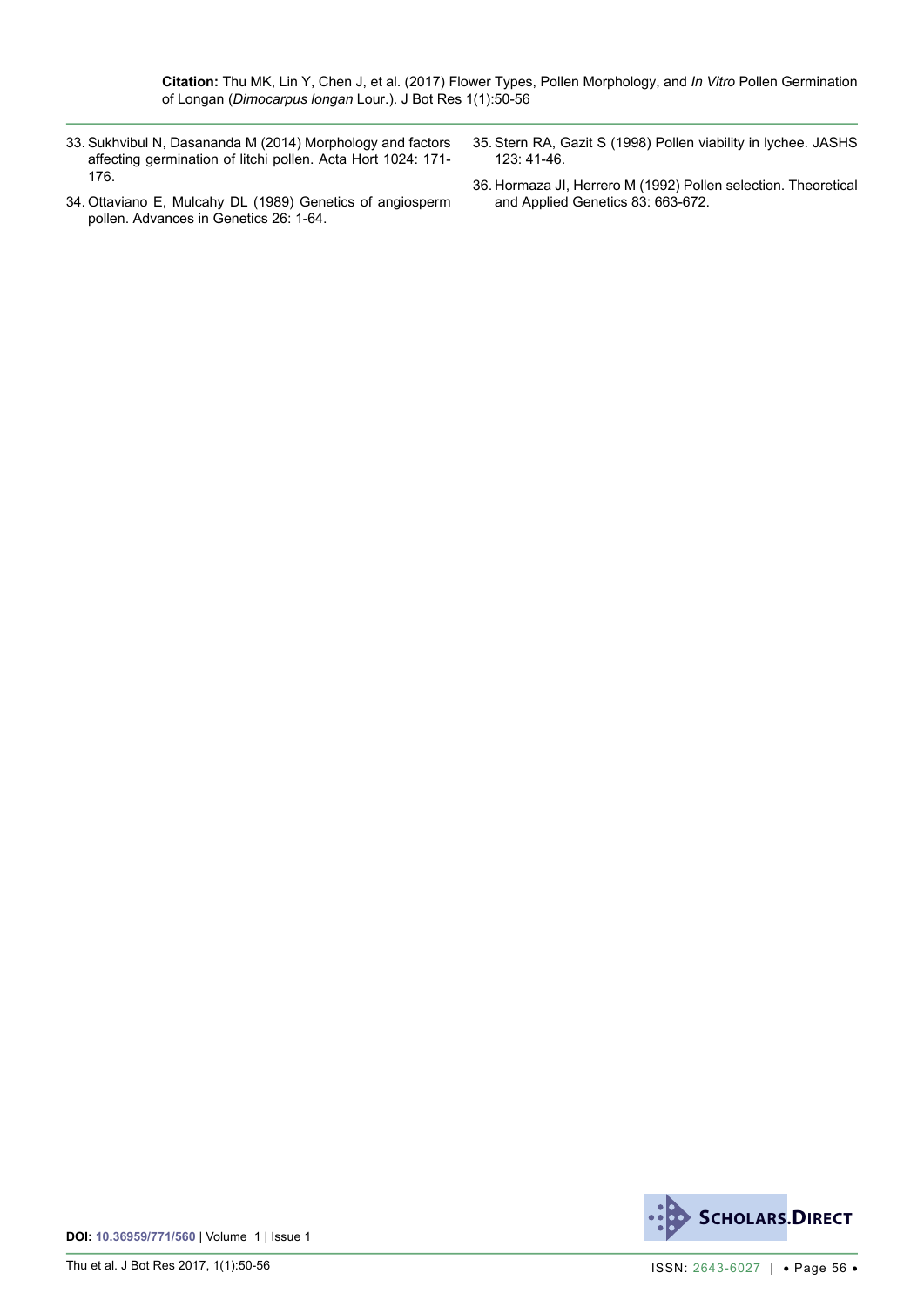33. Sukhvibul N, Dasananda M (2014) Morphology and factors affecting germination of litchi pollen. Acta Hort 1024: 171-176.
34. Ottaviano E, Mulcahy DL (1989) Genetics of angiosperm pollen. Advances in Genetics 26: 1-64.
35. Stern RA, Gazit S (1998) Pollen viability in lychee. JASHS 123: 41-46.
36. Hormaza JI, Herrero M (1992) Pollen selection. Theoretical and Applied Genetics 83: 663-672.